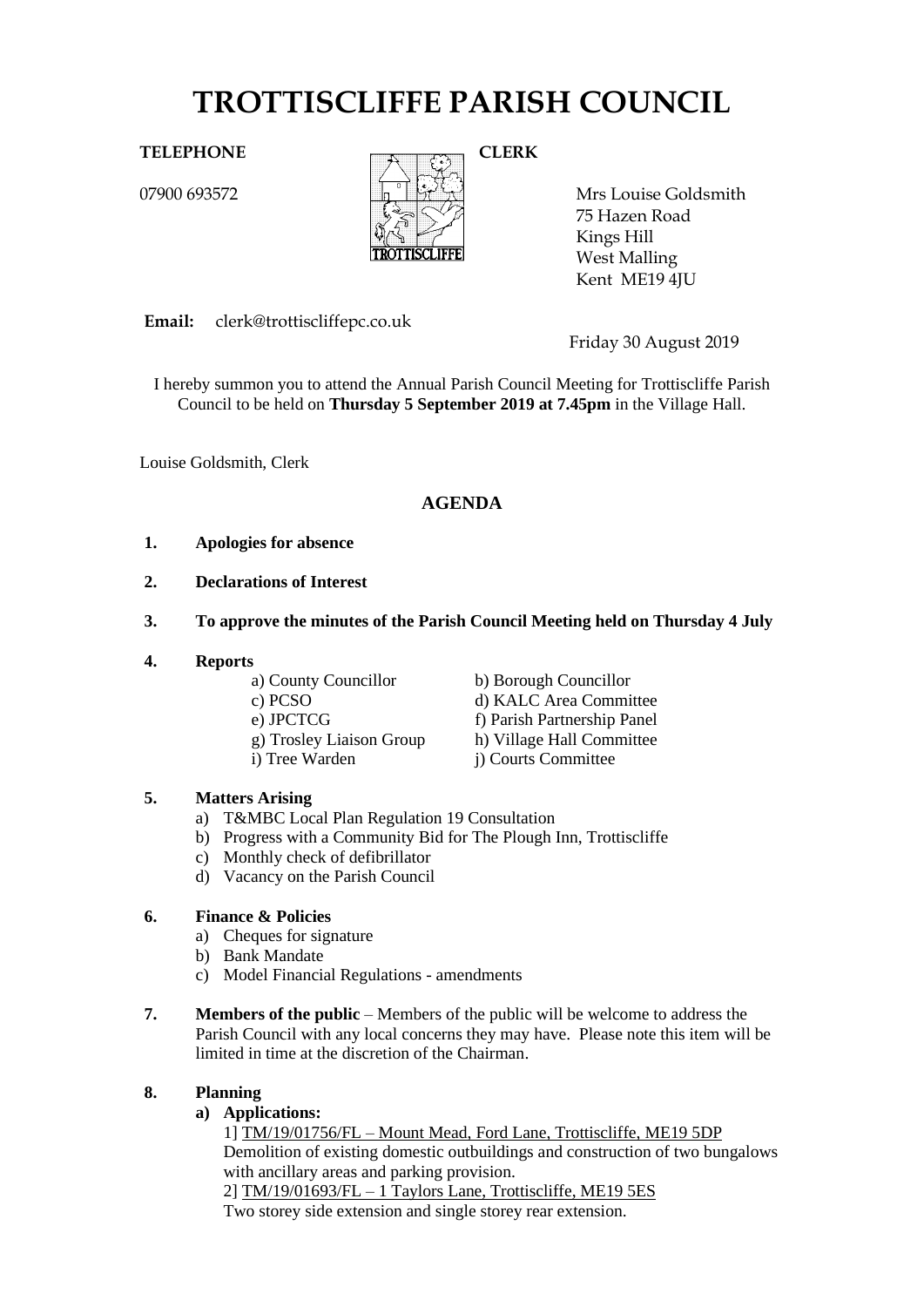# TROTTISCLIFFE PARISH COUNCIL

**TELEPHONE**

07900 693572

**CLERK**

Mrs Louise Goldsmith
75 Hazen Road
Kings Hill
West Malling
Kent ME19 4JU

**Email:** clerk@trottiscliffepc.co.uk

Friday 30 August 2019

I hereby summon you to attend the Annual Parish Council Meeting for Trottiscliffe Parish Council to be held on **Thursday 5 September 2019 at 7.45pm** in the Village Hall.

Louise Goldsmith, Clerk

## AGENDA

**1. Apologies for absence**

**2. Declarations of Interest**

**3. To approve the minutes of the Parish Council Meeting held on Thursday 4 July**

**4. Reports**

a) County Councillor
b) Borough Councillor
c) PCSO
d) KALC Area Committee
e) JPCTCG
f) Parish Partnership Panel
g) Trosley Liaison Group
h) Village Hall Committee
i) Tree Warden
j) Courts Committee

**5. Matters Arising**

a) T&MBC Local Plan Regulation 19 Consultation
b) Progress with a Community Bid for The Plough Inn, Trottiscliffe
c) Monthly check of defibrillator
d) Vacancy on the Parish Council

**6. Finance & Policies**

a) Cheques for signature
b) Bank Mandate
c) Model Financial Regulations - amendments

**7. Members of the public** – Members of the public will be welcome to address the Parish Council with any local concerns they may have. Please note this item will be limited in time at the discretion of the Chairman.

**8. Planning**

**a) Applications:**

1] TM/19/01756/FL – Mount Mead, Ford Lane, Trottiscliffe, ME19 5DP
Demolition of existing domestic outbuildings and construction of two bungalows with ancillary areas and parking provision.

2] TM/19/01693/FL – 1 Taylors Lane, Trottiscliffe, ME19 5ES
Two storey side extension and single storey rear extension.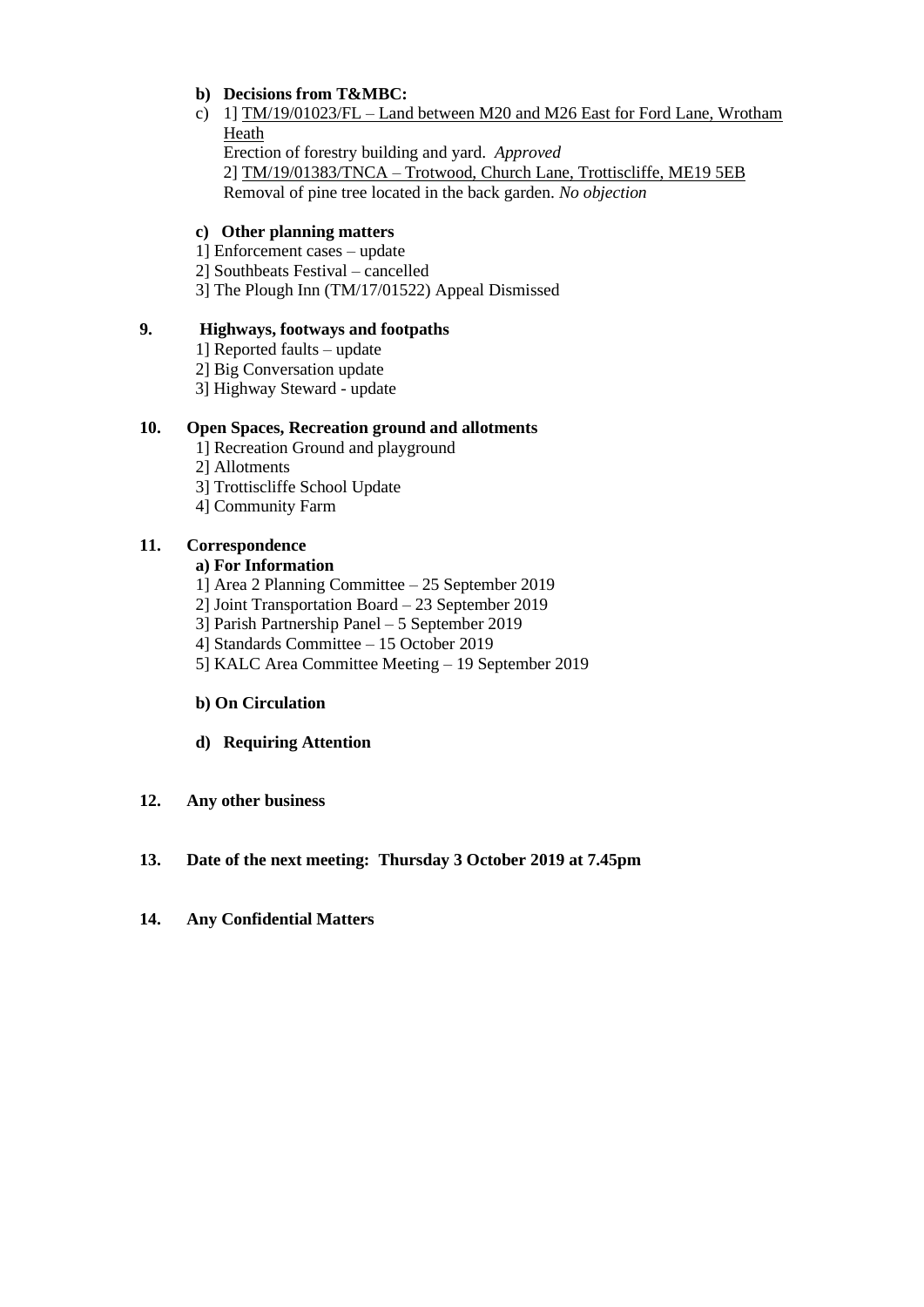**b) Decisions from T&MBC:**

c) 1] TM/19/01023/FL – Land between M20 and M26 East for Ford Lane, Wrotham Heath
Erection of forestry building and yard. *Approved*
2] TM/19/01383/TNCA – Trotwood, Church Lane, Trottiscliffe, ME19 5EB
Removal of pine tree located in the back garden. *No objection*

**c) Other planning matters**

1] Enforcement cases – update
2] Southbeats Festival – cancelled
3] The Plough Inn (TM/17/01522) Appeal Dismissed

**9. Highways, footways and footpaths**

1] Reported faults – update
2] Big Conversation update
3] Highway Steward - update

**10. Open Spaces, Recreation ground and allotments**

1] Recreation Ground and playground
2] Allotments
3] Trottiscliffe School Update
4] Community Farm

**11. Correspondence**

**a) For Information**

1] Area 2 Planning Committee – 25 September 2019
2] Joint Transportation Board – 23 September 2019
3] Parish Partnership Panel – 5 September 2019
4] Standards Committee – 15 October 2019
5] KALC Area Committee Meeting – 19 September 2019

**b) On Circulation**

**d) Requiring Attention**

**12. Any other business**

**13. Date of the next meeting: Thursday 3 October 2019 at 7.45pm**

**14. Any Confidential Matters**